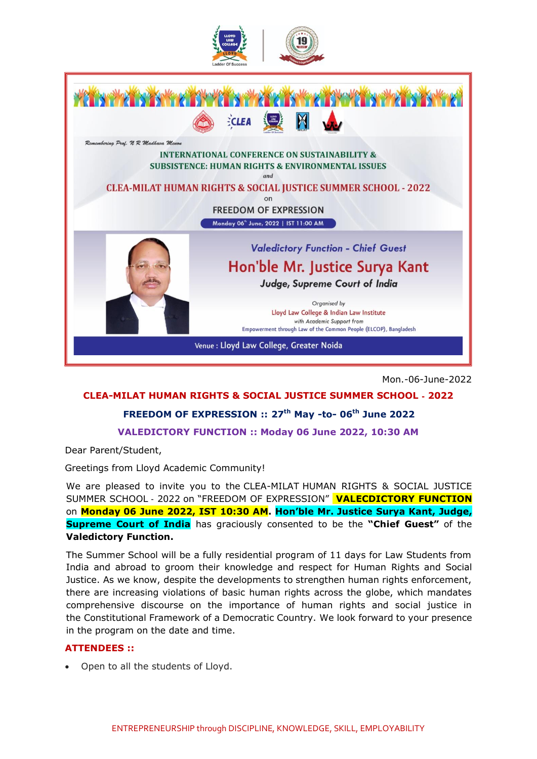Remembering Prof. N R Madhava Menon

INTERNATIONAL CONFERENCE ON SUSTAINABILITY & SUBSISTENCE: HUMAN RIGHTS & ENVIRONMENTAL ISSUES

*and*

CLEA-MILAT HUMAN RIGHTS & SOCIAL JUSTICE SUMMER SCHOOL - 2022

on

FREEDOM OF EXPRESSION

Monday 06th June, 2022 | IST 11:00 AM

*Valedictory Function - Chief Guest*

**Hon'ble Mr. Justice Surya Kant**

*Judge, Supreme Court of India*

*Organised by*

Lloyd Law College & Indian Law Institute

*with Academic Support from*

Empowerment through Law of the Common People (ELCOP), Bangladesh

Venue : Lloyd Law College, Greater Noida

Mon.-06-June-2022

## CLEA-MILAT HUMAN RIGHTS & SOCIAL JUSTICE SUMMER SCHOOL - 2022

### FREEDOM OF EXPRESSION :: 27th May -to- 06th June 2022

### VALEDICTORY FUNCTION :: Moday 06 June 2022, 10:30 AM

Dear Parent/Student,

Greetings from Lloyd Academic Community!

We are pleased to invite you to the CLEA-MILAT HUMAN RIGHTS & SOCIAL JUSTICE SUMMER SCHOOL - 2022 on "FREEDOM OF EXPRESSION" **VALECDICTORY FUNCTION** on **Monday 06 June 2022, IST 10:30 AM**. **Hon'ble Mr. Justice Surya Kant, Judge, Supreme Court of India** has graciously consented to be the **"Chief Guest"** of the **Valedictory Function.**

The Summer School will be a fully residential program of 11 days for Law Students from India and abroad to groom their knowledge and respect for Human Rights and Social Justice. As we know, despite the developments to strengthen human rights enforcement, there are increasing violations of basic human rights across the globe, which mandates comprehensive discourse on the importance of human rights and social justice in the Constitutional Framework of a Democratic Country. We look forward to your presence in the program on the date and time.

**ATTENDEES ::**

- Open to all the students of Lloyd.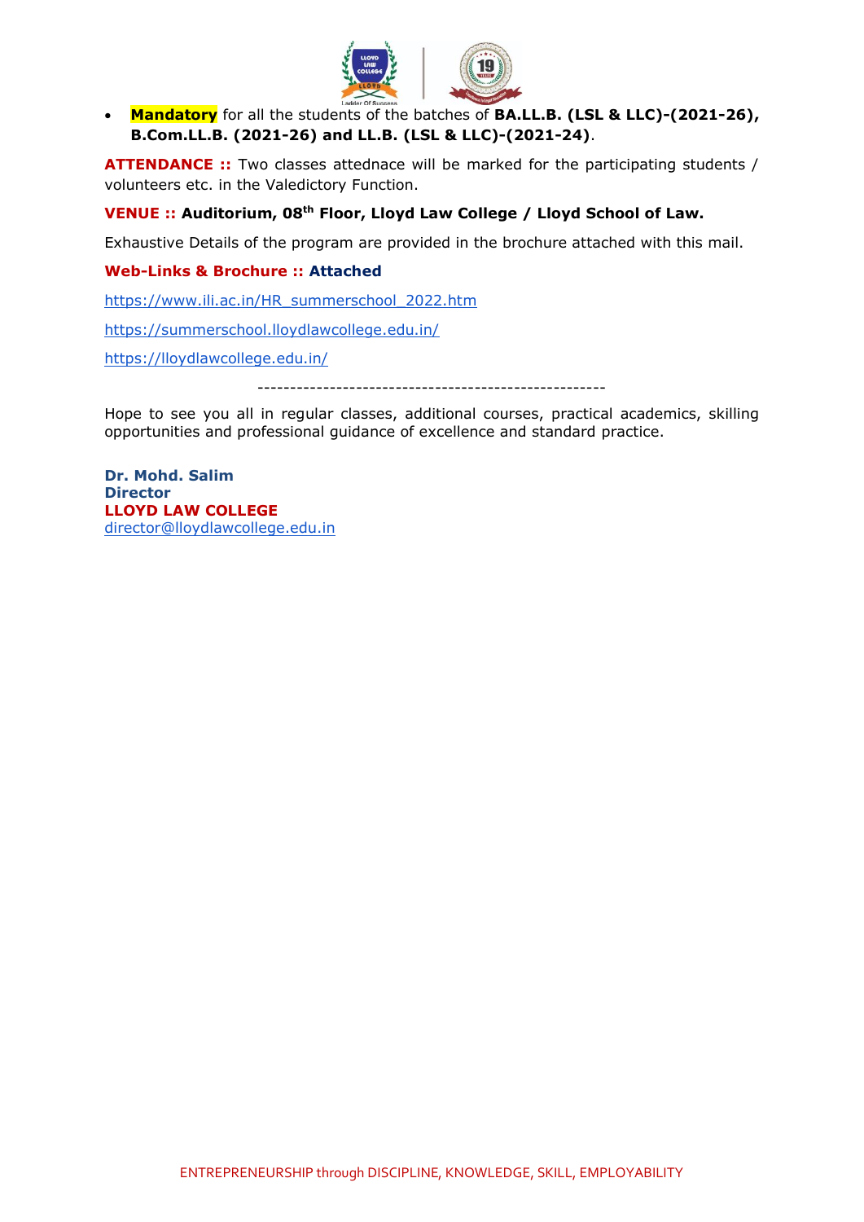- **Mandatory** for all the students of the batches of **BA.LL.B. (LSL & LLC)-(2021-26), B.Com.LL.B. (2021-26) and LL.B. (LSL & LLC)-(2021-24)**.

**ATTENDANCE ::** Two classes attednace will be marked for the participating students / volunteers etc. in the Valedictory Function.

**VENUE :: Auditorium, 08th Floor, Lloyd Law College / Lloyd School of Law.**

Exhaustive Details of the program are provided in the brochure attached with this mail.

**Web-Links & Brochure :: Attached**

https://www.ili.ac.in/HR_summerschool_2022.htm

https://summerschool.lloydlawcollege.edu.in/

https://lloydlawcollege.edu.in/

-----------------------------------------------------

Hope to see you all in regular classes, additional courses, practical academics, skilling opportunities and professional guidance of excellence and standard practice.

**Dr. Mohd. Salim**
**Director**
**LLOYD LAW COLLEGE**
director@lloydlawcollege.edu.in

ENTREPRENEURSHIP through DISCIPLINE, KNOWLEDGE, SKILL, EMPLOYABILITY